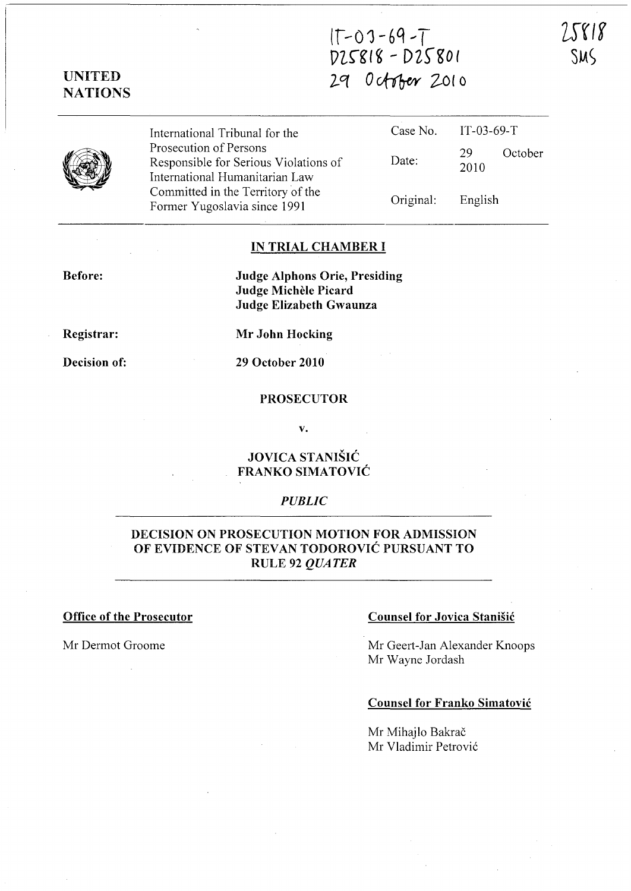IT-03-69-T
D25818 - D25801
29 October 2010

25818
SMS

UNITED NATIONS

| International Tribunal for the Prosecution of Persons Responsible for Serious Violations of International Humanitarian Law Committed in the Territory of the Former Yugoslavia since 1991 | Case No. | IT-03-69-T |
|---|---|---|
| | Date: | 29 October 2010 |
| | Original: | English |

## IN TRIAL CHAMBER I

**Before:** **Judge Alphons Orie, Presiding**
**Judge Michèle Picard**
**Judge Elizabeth Gwaunza**

**Registrar:** **Mr John Hocking**

**Decision of:** **29 October 2010**

**PROSECUTOR**

**v.**

**JOVICA STANIŠIĆ**
**FRANKO SIMATOVIĆ**

***PUBLIC***

## DECISION ON PROSECUTION MOTION FOR ADMISSION OF EVIDENCE OF STEVAN TODOROVIĆ PURSUANT TO RULE 92 *QUATER*

**Office of the Prosecutor**

Mr Dermot Groome

**Counsel for Jovica Stanišić**

Mr Geert-Jan Alexander Knoops
Mr Wayne Jordash

**Counsel for Franko Simatović**

Mr Mihajlo Bakrač
Mr Vladimir Petrović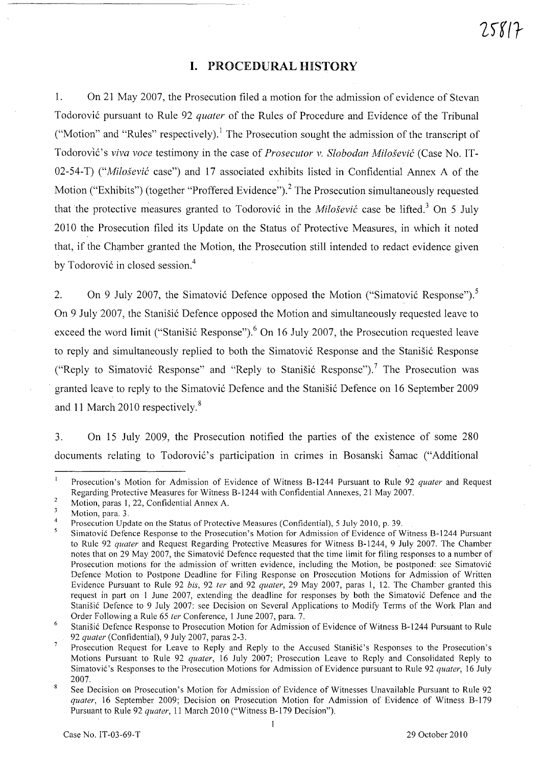# I. PROCEDURAL HISTORY

1. On 21 May 2007, the Prosecution filed a motion for the admission of evidence of Stevan Todorović pursuant to Rule 92 *quater* of the Rules of Procedure and Evidence of the Tribunal ("Motion" and "Rules" respectively).[1] The Prosecution sought the admission of the transcript of Todorović's *viva voce* testimony in the case of *Prosecutor v. Slobodan Milošević* (Case No. IT-02-54-T) ("*Milošević* case") and 17 associated exhibits listed in Confidential Annex A of the Motion ("Exhibits") (together "Proffered Evidence").[2] The Prosecution simultaneously requested that the protective measures granted to Todorović in the *Milošević* case be lifted.[3] On 5 July 2010 the Prosecution filed its Update on the Status of Protective Measures, in which it noted that, if the Chamber granted the Motion, the Prosecution still intended to redact evidence given by Todorović in closed session.[4]

2. On 9 July 2007, the Simatović Defence opposed the Motion ("Simatović Response").[5] On 9 July 2007, the Stanišić Defence opposed the Motion and simultaneously requested leave to exceed the word limit ("Stanišić Response").[6] On 16 July 2007, the Prosecution requested leave to reply and simultaneously replied to both the Simatović Response and the Stanišić Response ("Reply to Simatović Response" and "Reply to Stanišić Response").[7] The Prosecution was granted leave to reply to the Simatović Defence and the Stanišić Defence on 16 September 2009 and 11 March 2010 respectively.[8]

3. On 15 July 2009, the Prosecution notified the parties of the existence of some 280 documents relating to Todorović's participation in crimes in Bosanski Šamac ("Additional

---

[1] Prosecution's Motion for Admission of Evidence of Witness B-1244 Pursuant to Rule 92 *quater* and Request Regarding Protective Measures for Witness B-1244 with Confidential Annexes, 21 May 2007.

[2] Motion, paras 1, 22, Confidential Annex A.

[3] Motion, para. 3.

[4] Prosecution Update on the Status of Protective Measures (Confidential), 5 July 2010, p. 39.

[5] Simatović Defence Response to the Prosecution's Motion for Admission of Evidence of Witness B-1244 Pursuant to Rule 92 *quater* and Request Regarding Protective Measures for Witness B-1244, 9 July 2007. The Chamber notes that on 29 May 2007, the Simatović Defence requested that the time limit for filing responses to a number of Prosecution motions for the admission of written evidence, including the Motion, be postponed: see Simatović Defence Motion to Postpone Deadline for Filing Response on Prosecution Motions for Admission of Written Evidence Pursuant to Rule 92 *bis*, 92 *ter* and 92 *quater*, 29 May 2007, paras 1, 12. The Chamber granted this request in part on 1 June 2007, extending the deadline for responses by both the Simatović Defence and the Stanišić Defence to 9 July 2007: see Decision on Several Applications to Modify Terms of the Work Plan and Order Following a Rule 65 *ter* Conference, 1 June 2007, para. 7.

[6] Stanišić Defence Response to Prosecution Motion for Admission of Evidence of Witness B-1244 Pursuant to Rule 92 *quater* (Confidential), 9 July 2007, paras 2-3.

[7] Prosecution Request for Leave to Reply and Reply to the Accused Stanišić's Responses to the Prosecution's Motions Pursuant to Rule 92 *quater*, 16 July 2007; Prosecution Leave to Reply and Consolidated Reply to Simatović's Responses to the Prosecution Motions for Admission of Evidence pursuant to Rule 92 *quater*, 16 July 2007.

[8] See Decision on Prosecution's Motion for Admission of Evidence of Witnesses Unavailable Pursuant to Rule 92 *quater*, 16 September 2009; Decision on Prosecution Motion for Admission of Evidence of Witness B-179 Pursuant to Rule 92 *quater*, 11 March 2010 ("Witness B-179 Decision").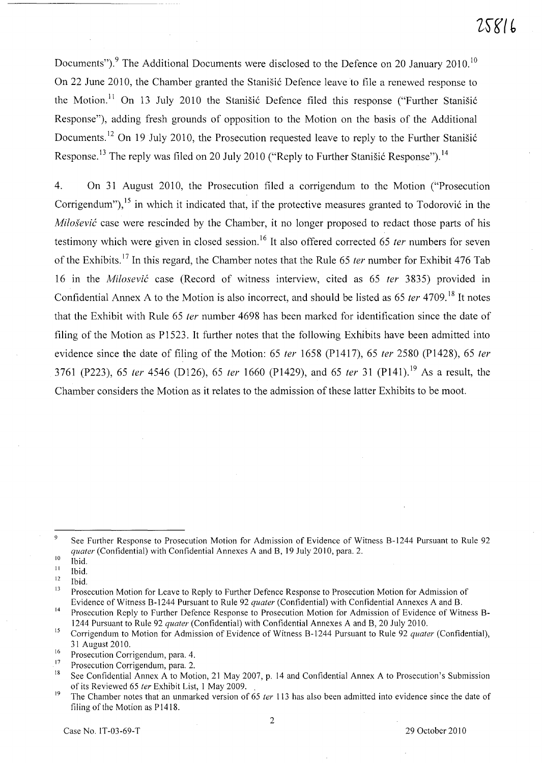Documents").[9] The Additional Documents were disclosed to the Defence on 20 January 2010.[10] On 22 June 2010, the Chamber granted the Stanišić Defence leave to file a renewed response to the Motion.[11] On 13 July 2010 the Stanišić Defence filed this response ("Further Stanišić Response"), adding fresh grounds of opposition to the Motion on the basis of the Additional Documents.[12] On 19 July 2010, the Prosecution requested leave to reply to the Further Stanišić Response.[13] The reply was filed on 20 July 2010 ("Reply to Further Stanišić Response").[14]

4. On 31 August 2010, the Prosecution filed a corrigendum to the Motion ("Prosecution Corrigendum"),[15] in which it indicated that, if the protective measures granted to Todorović in the *Milošević* case were rescinded by the Chamber, it no longer proposed to redact those parts of his testimony which were given in closed session.[16] It also offered corrected 65 *ter* numbers for seven of the Exhibits.[17] In this regard, the Chamber notes that the Rule 65 *ter* number for Exhibit 476 Tab 16 in the *Milosević* case (Record of witness interview, cited as 65 *ter* 3835) provided in Confidential Annex A to the Motion is also incorrect, and should be listed as 65 *ter* 4709.[18] It notes that the Exhibit with Rule 65 *ter* number 4698 has been marked for identification since the date of filing of the Motion as P1523. It further notes that the following Exhibits have been admitted into evidence since the date of filing of the Motion: 65 *ter* 1658 (P1417), 65 *ter* 2580 (P1428), 65 *ter* 3761 (P223), 65 *ter* 4546 (D126), 65 *ter* 1660 (P1429), and 65 *ter* 31 (P141).[19] As a result, the Chamber considers the Motion as it relates to the admission of these latter Exhibits to be moot.

---

[9] See Further Response to Prosecution Motion for Admission of Evidence of Witness B-1244 Pursuant to Rule 92 *quater* (Confidential) with Confidential Annexes A and B, 19 July 2010, para. 2.

[10] Ibid.

[11] Ibid.

[12] Ibid.

[13] Prosecution Motion for Leave to Reply to Further Defence Response to Prosecution Motion for Admission of Evidence of Witness B-1244 Pursuant to Rule 92 *quater* (Confidential) with Confidential Annexes A and B.

[14] Prosecution Reply to Further Defence Response to Prosecution Motion for Admission of Evidence of Witness B-1244 Pursuant to Rule 92 *quater* (Confidential) with Confidential Annexes A and B, 20 July 2010.

[15] Corrigendum to Motion for Admission of Evidence of Witness B-1244 Pursuant to Rule 92 *quater* (Confidential), 31 August 2010.

[16] Prosecution Corrigendum, para. 4.

[17] Prosecution Corrigendum, para. 2.

[18] See Confidential Annex A to Motion, 21 May 2007, p. 14 and Confidential Annex A to Prosecution's Submission of its Reviewed 65 *ter* Exhibit List, 1 May 2009.

[19] The Chamber notes that an unmarked version of 65 *ter* 113 has also been admitted into evidence since the date of filing of the Motion as P1418.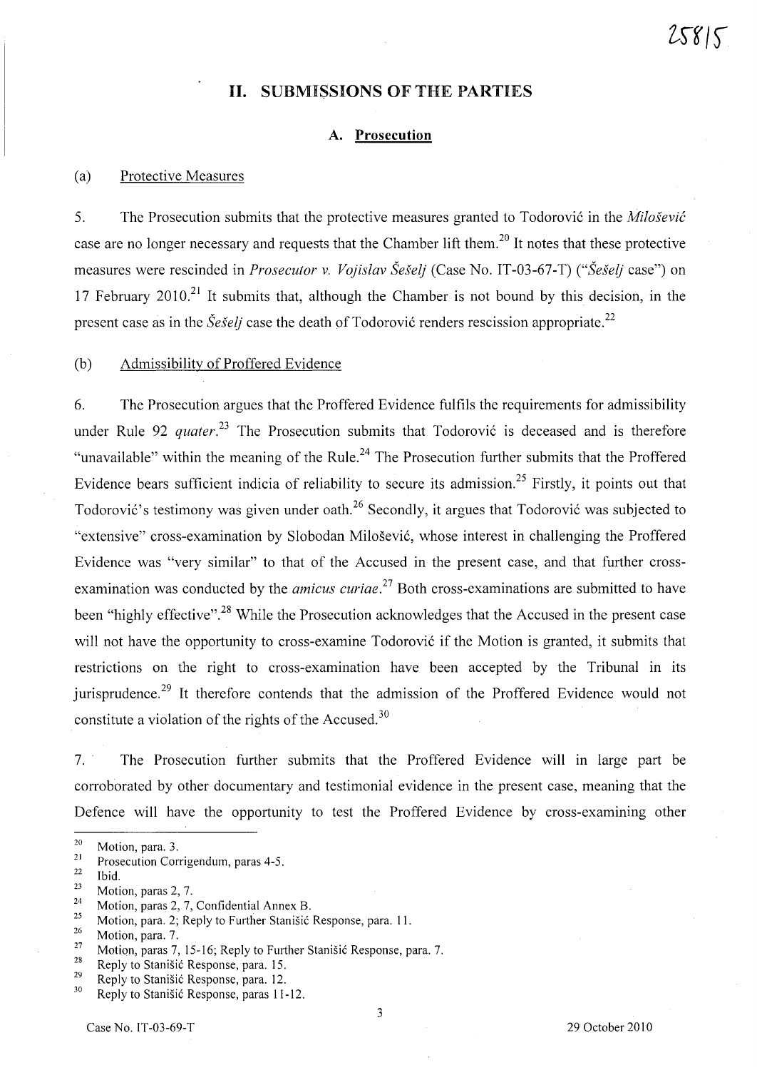## II. SUBMISSIONS OF THE PARTIES

### A. Prosecution

(a) Protective Measures

5. The Prosecution submits that the protective measures granted to Todorović in the *Milošević* case are no longer necessary and requests that the Chamber lift them.[20] It notes that these protective measures were rescinded in *Prosecutor v. Vojislav Šešelj* (Case No. IT-03-67-T) ("*Šešelj* case") on 17 February 2010.[21] It submits that, although the Chamber is not bound by this decision, in the present case as in the *Šešelj* case the death of Todorović renders rescission appropriate.[22]

(b) Admissibility of Proffered Evidence

6. The Prosecution argues that the Proffered Evidence fulfils the requirements for admissibility under Rule 92 *quater*.[23] The Prosecution submits that Todorović is deceased and is therefore "unavailable" within the meaning of the Rule.[24] The Prosecution further submits that the Proffered Evidence bears sufficient indicia of reliability to secure its admission.[25] Firstly, it points out that Todorović's testimony was given under oath.[26] Secondly, it argues that Todorović was subjected to "extensive" cross-examination by Slobodan Milošević, whose interest in challenging the Proffered Evidence was "very similar" to that of the Accused in the present case, and that further cross-examination was conducted by the *amicus curiae*.[27] Both cross-examinations are submitted to have been "highly effective".[28] While the Prosecution acknowledges that the Accused in the present case will not have the opportunity to cross-examine Todorović if the Motion is granted, it submits that restrictions on the right to cross-examination have been accepted by the Tribunal in its jurisprudence.[29] It therefore contends that the admission of the Proffered Evidence would not constitute a violation of the rights of the Accused.[30]

7. The Prosecution further submits that the Proffered Evidence will in large part be corroborated by other documentary and testimonial evidence in the present case, meaning that the Defence will have the opportunity to test the Proffered Evidence by cross-examining other

---

[20] Motion, para. 3.
[21] Prosecution Corrigendum, paras 4-5.
[22] Ibid.
[23] Motion, paras 2, 7.
[24] Motion, paras 2, 7, Confidential Annex B.
[25] Motion, para. 2; Reply to Further Stanišić Response, para. 11.
[26] Motion, para. 7.
[27] Motion, paras 7, 15-16; Reply to Further Stanišić Response, para. 7.
[28] Reply to Stanišić Response, para. 15.
[29] Reply to Stanišić Response, para. 12.
[30] Reply to Stanišić Response, paras 11-12.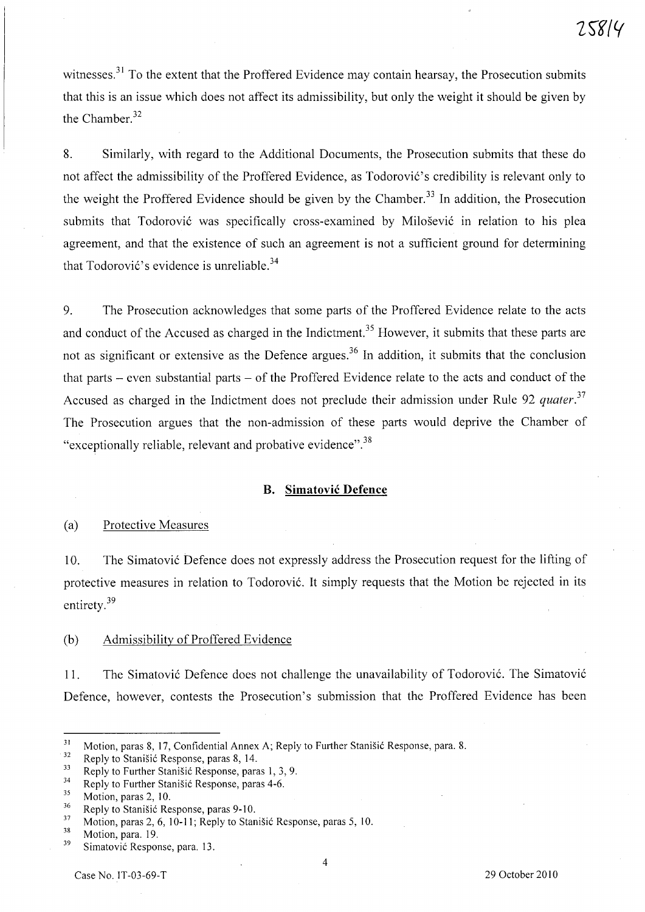witnesses.[31] To the extent that the Proffered Evidence may contain hearsay, the Prosecution submits that this is an issue which does not affect its admissibility, but only the weight it should be given by the Chamber.[32]

8. Similarly, with regard to the Additional Documents, the Prosecution submits that these do not affect the admissibility of the Proffered Evidence, as Todorović's credibility is relevant only to the weight the Proffered Evidence should be given by the Chamber.[33] In addition, the Prosecution submits that Todorović was specifically cross-examined by Milošević in relation to his plea agreement, and that the existence of such an agreement is not a sufficient ground for determining that Todorović's evidence is unreliable.[34]

9. The Prosecution acknowledges that some parts of the Proffered Evidence relate to the acts and conduct of the Accused as charged in the Indictment.[35] However, it submits that these parts are not as significant or extensive as the Defence argues.[36] In addition, it submits that the conclusion that parts – even substantial parts – of the Proffered Evidence relate to the acts and conduct of the Accused as charged in the Indictment does not preclude their admission under Rule 92 *quater*.[37] The Prosecution argues that the non-admission of these parts would deprive the Chamber of "exceptionally reliable, relevant and probative evidence".[38]

## B. Simatović Defence

(a) Protective Measures

10. The Simatović Defence does not expressly address the Prosecution request for the lifting of protective measures in relation to Todorović. It simply requests that the Motion be rejected in its entirety.[39]

(b) Admissibility of Proffered Evidence

11. The Simatović Defence does not challenge the unavailability of Todorović. The Simatović Defence, however, contests the Prosecution's submission that the Proffered Evidence has been

---

[31] Motion, paras 8, 17, Confidential Annex A; Reply to Further Stanišić Response, para. 8.
[32] Reply to Stanišić Response, paras 8, 14.
[33] Reply to Further Stanišić Response, paras 1, 3, 9.
[34] Reply to Further Stanišić Response, paras 4-6.
[35] Motion, paras 2, 10.
[36] Reply to Stanišić Response, paras 9-10.
[37] Motion, paras 2, 6, 10-11; Reply to Stanišić Response, paras 5, 10.
[38] Motion, para. 19.
[39] Simatović Response, para. 13.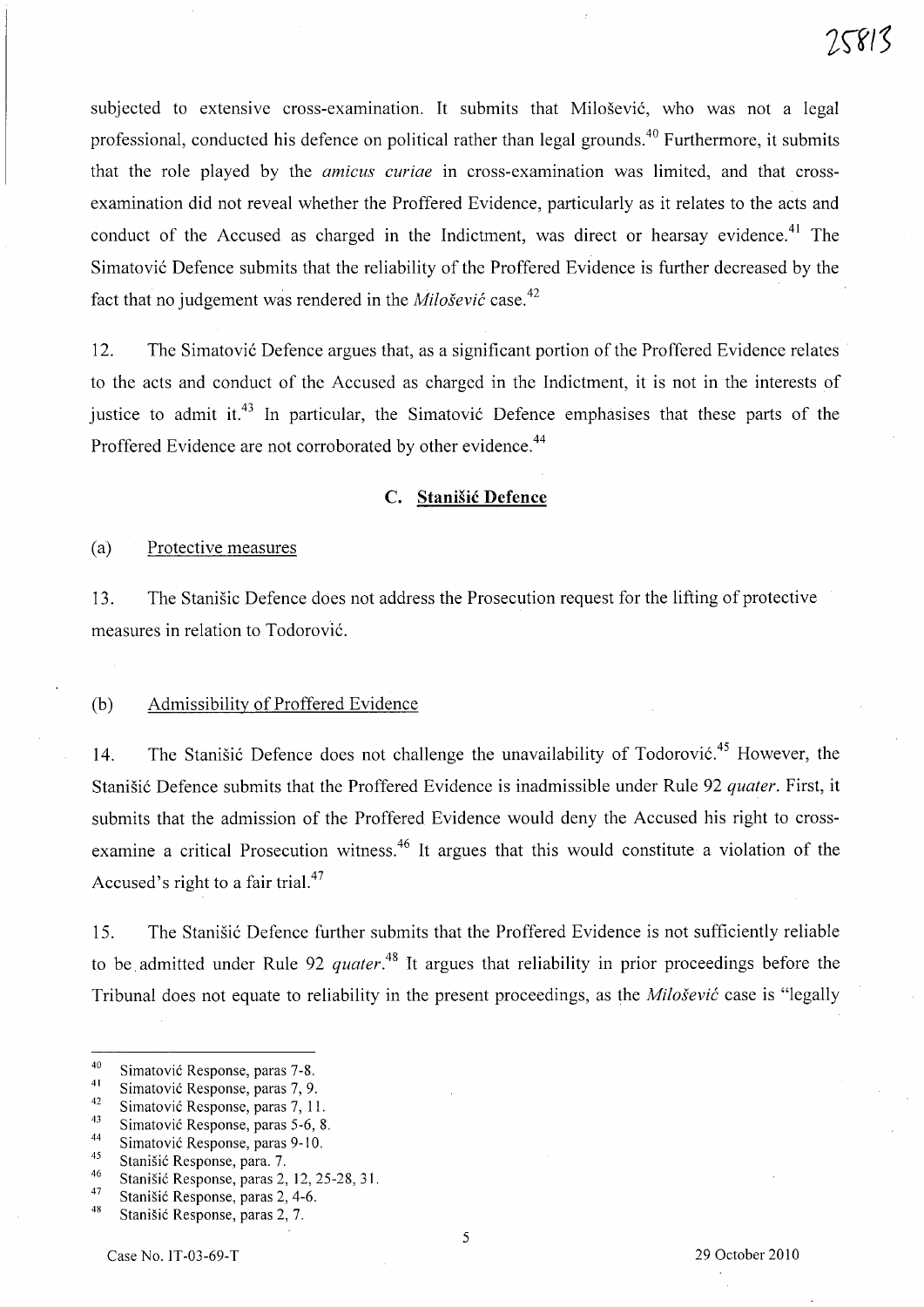subjected to extensive cross-examination. It submits that Milošević, who was not a legal professional, conducted his defence on political rather than legal grounds.[40] Furthermore, it submits that the role played by the *amicus curiae* in cross-examination was limited, and that cross-examination did not reveal whether the Proffered Evidence, particularly as it relates to the acts and conduct of the Accused as charged in the Indictment, was direct or hearsay evidence.[41] The Simatović Defence submits that the reliability of the Proffered Evidence is further decreased by the fact that no judgement was rendered in the *Milošević* case.[42]

12. The Simatović Defence argues that, as a significant portion of the Proffered Evidence relates to the acts and conduct of the Accused as charged in the Indictment, it is not in the interests of justice to admit it.[43] In particular, the Simatović Defence emphasises that these parts of the Proffered Evidence are not corroborated by other evidence.[44]

### C. Stanišić Defence

(a) Protective measures

13. The Stanišic Defence does not address the Prosecution request for the lifting of protective measures in relation to Todorović.

(b) Admissibility of Proffered Evidence

14. The Stanišić Defence does not challenge the unavailability of Todorović.[45] However, the Stanišić Defence submits that the Proffered Evidence is inadmissible under Rule 92 *quater*. First, it submits that the admission of the Proffered Evidence would deny the Accused his right to cross-examine a critical Prosecution witness.[46] It argues that this would constitute a violation of the Accused's right to a fair trial.[47]

15. The Stanišić Defence further submits that the Proffered Evidence is not sufficiently reliable to be admitted under Rule 92 *quater*.[48] It argues that reliability in prior proceedings before the Tribunal does not equate to reliability in the present proceedings, as the *Milošević* case is "legally

---

[40] Simatović Response, paras 7-8.
[41] Simatović Response, paras 7, 9.
[42] Simatović Response, paras 7, 11.
[43] Simatović Response, paras 5-6, 8.
[44] Simatović Response, paras 9-10.
[45] Stanišić Response, para. 7.
[46] Stanišić Response, paras 2, 12, 25-28, 31.
[47] Stanišić Response, paras 2, 4-6.
[48] Stanišić Response, paras 2, 7.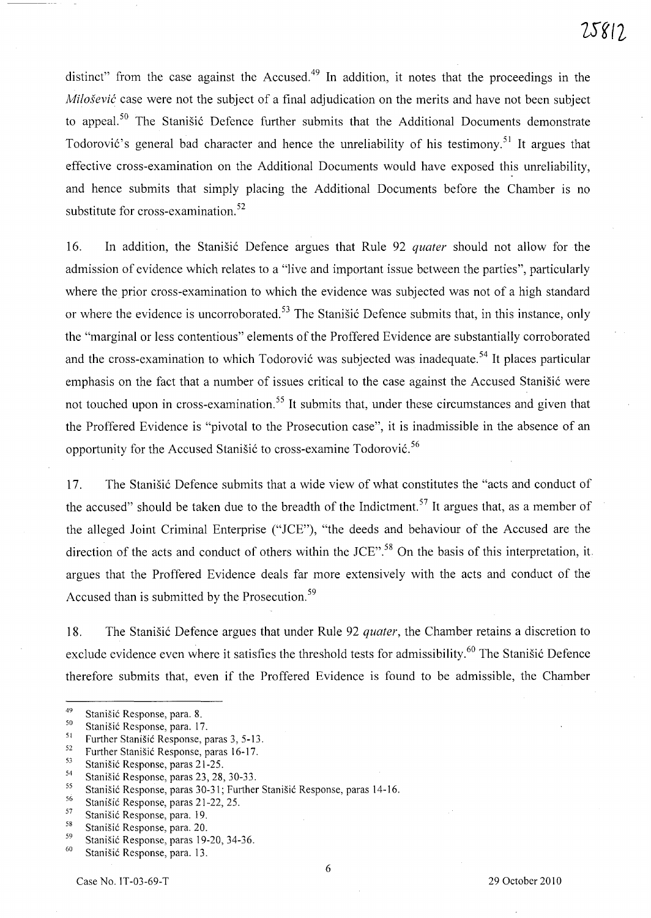distinct" from the case against the Accused.[49] In addition, it notes that the proceedings in the *Milošević* case were not the subject of a final adjudication on the merits and have not been subject to appeal.[50] The Stanišić Defence further submits that the Additional Documents demonstrate Todorović's general bad character and hence the unreliability of his testimony.[51] It argues that effective cross-examination on the Additional Documents would have exposed this unreliability, and hence submits that simply placing the Additional Documents before the Chamber is no substitute for cross-examination.[52]

16. In addition, the Stanišić Defence argues that Rule 92 *quater* should not allow for the admission of evidence which relates to a "live and important issue between the parties", particularly where the prior cross-examination to which the evidence was subjected was not of a high standard or where the evidence is uncorroborated.[53] The Stanišić Defence submits that, in this instance, only the "marginal or less contentious" elements of the Proffered Evidence are substantially corroborated and the cross-examination to which Todorović was subjected was inadequate.[54] It places particular emphasis on the fact that a number of issues critical to the case against the Accused Stanišić were not touched upon in cross-examination.[55] It submits that, under these circumstances and given that the Proffered Evidence is "pivotal to the Prosecution case", it is inadmissible in the absence of an opportunity for the Accused Stanišić to cross-examine Todorović.[56]

17. The Stanišić Defence submits that a wide view of what constitutes the "acts and conduct of the accused" should be taken due to the breadth of the Indictment.[57] It argues that, as a member of the alleged Joint Criminal Enterprise ("JCE"), "the deeds and behaviour of the Accused are the direction of the acts and conduct of others within the JCE".[58] On the basis of this interpretation, it argues that the Proffered Evidence deals far more extensively with the acts and conduct of the Accused than is submitted by the Prosecution.[59]

18. The Stanišić Defence argues that under Rule 92 *quater*, the Chamber retains a discretion to exclude evidence even where it satisfies the threshold tests for admissibility.[60] The Stanišić Defence therefore submits that, even if the Proffered Evidence is found to be admissible, the Chamber

---

[49] Stanišić Response, para. 8.
[50] Stanišić Response, para. 17.
[51] Further Stanišić Response, paras 3, 5-13.
[52] Further Stanišić Response, paras 16-17.
[53] Stanišić Response, paras 21-25.
[54] Stanišić Response, paras 23, 28, 30-33.
[55] Stanišić Response, paras 30-31; Further Stanišić Response, paras 14-16.
[56] Stanišić Response, paras 21-22, 25.
[57] Stanišić Response, para. 19.
[58] Stanišić Response, para. 20.
[59] Stanišić Response, paras 19-20, 34-36.
[60] Stanišić Response, para. 13.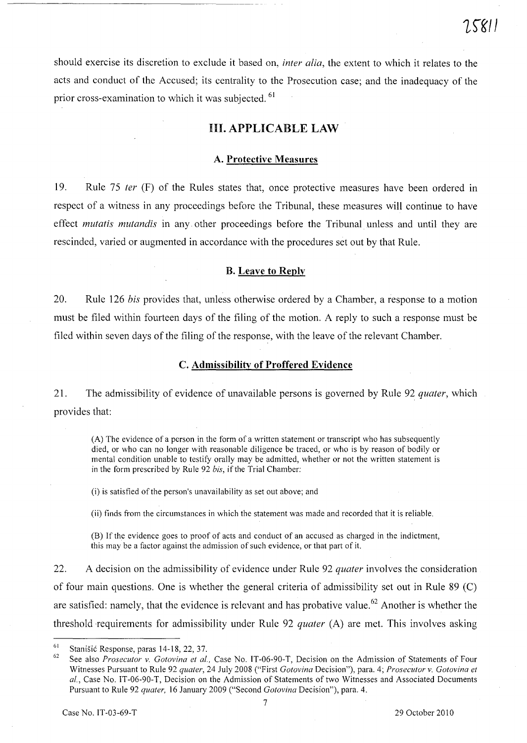should exercise its discretion to exclude it based on, *inter alia*, the extent to which it relates to the acts and conduct of the Accused; its centrality to the Prosecution case; and the inadequacy of the prior cross-examination to which it was subjected. [61]

## III. APPLICABLE LAW

### A. Protective Measures

19. Rule 75 *ter* (F) of the Rules states that, once protective measures have been ordered in respect of a witness in any proceedings before the Tribunal, these measures will continue to have effect *mutatis mutandis* in any other proceedings before the Tribunal unless and until they are rescinded, varied or augmented in accordance with the procedures set out by that Rule.

### B. Leave to Reply

20. Rule 126 *bis* provides that, unless otherwise ordered by a Chamber, a response to a motion must be filed within fourteen days of the filing of the motion. A reply to such a response must be filed within seven days of the filing of the response, with the leave of the relevant Chamber.

### C. Admissibility of Proffered Evidence

21. The admissibility of evidence of unavailable persons is governed by Rule 92 *quater*, which provides that:

> (A) The evidence of a person in the form of a written statement or transcript who has subsequently died, or who can no longer with reasonable diligence be traced, or who is by reason of bodily or mental condition unable to testify orally may be admitted, whether or not the written statement is in the form prescribed by Rule 92 *bis*, if the Trial Chamber:
>
> (i) is satisfied of the person's unavailability as set out above; and
>
> (ii) finds from the circumstances in which the statement was made and recorded that it is reliable.
>
> (B) If the evidence goes to proof of acts and conduct of an accused as charged in the indictment, this may be a factor against the admission of such evidence, or that part of it.

22. A decision on the admissibility of evidence under Rule 92 *quater* involves the consideration of four main questions. One is whether the general criteria of admissibility set out in Rule 89 (C) are satisfied: namely, that the evidence is relevant and has probative value.[62] Another is whether the threshold requirements for admissibility under Rule 92 *quater* (A) are met. This involves asking

---

[61] Stanišić Response, paras 14-18, 22, 37.

[62] See also *Prosecutor v. Gotovina et al.*, Case No. IT-06-90-T, Decision on the Admission of Statements of Four Witnesses Pursuant to Rule 92 *quater*, 24 July 2008 ("First *Gotovina* Decision"), para. 4; *Prosecutor v. Gotovina et al.*, Case No. IT-06-90-T, Decision on the Admission of Statements of two Witnesses and Associated Documents Pursuant to Rule 92 *quater*, 16 January 2009 ("Second *Gotovina* Decision"), para. 4.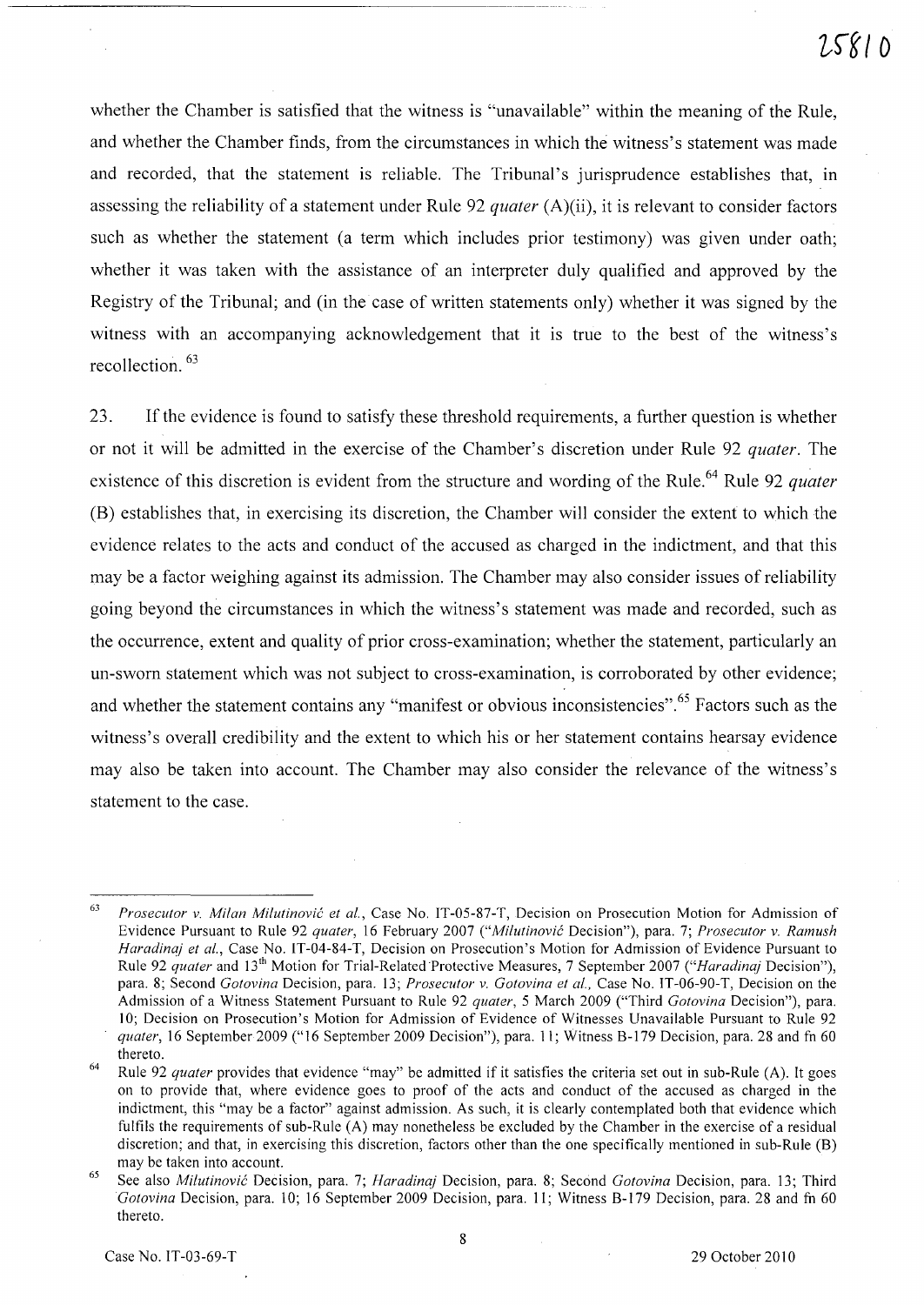whether the Chamber is satisfied that the witness is "unavailable" within the meaning of the Rule, and whether the Chamber finds, from the circumstances in which the witness's statement was made and recorded, that the statement is reliable. The Tribunal's jurisprudence establishes that, in assessing the reliability of a statement under Rule 92 *quater* (A)(ii), it is relevant to consider factors such as whether the statement (a term which includes prior testimony) was given under oath; whether it was taken with the assistance of an interpreter duly qualified and approved by the Registry of the Tribunal; and (in the case of written statements only) whether it was signed by the witness with an accompanying acknowledgement that it is true to the best of the witness's recollection.[63]

23. If the evidence is found to satisfy these threshold requirements, a further question is whether or not it will be admitted in the exercise of the Chamber's discretion under Rule 92 *quater*. The existence of this discretion is evident from the structure and wording of the Rule.[64] Rule 92 *quater* (B) establishes that, in exercising its discretion, the Chamber will consider the extent to which the evidence relates to the acts and conduct of the accused as charged in the indictment, and that this may be a factor weighing against its admission. The Chamber may also consider issues of reliability going beyond the circumstances in which the witness's statement was made and recorded, such as the occurrence, extent and quality of prior cross-examination; whether the statement, particularly an un-sworn statement which was not subject to cross-examination, is corroborated by other evidence; and whether the statement contains any "manifest or obvious inconsistencies".[65] Factors such as the witness's overall credibility and the extent to which his or her statement contains hearsay evidence may also be taken into account. The Chamber may also consider the relevance of the witness's statement to the case.

---

[63] *Prosecutor v. Milan Milutinović et al.*, Case No. IT-05-87-T, Decision on Prosecution Motion for Admission of Evidence Pursuant to Rule 92 *quater*, 16 February 2007 ("*Milutinović* Decision"), para. 7; *Prosecutor v. Ramush Haradinaj et al.*, Case No. IT-04-84-T, Decision on Prosecution's Motion for Admission of Evidence Pursuant to Rule 92 *quater* and 13th Motion for Trial-Related Protective Measures, 7 September 2007 ("*Haradinaj* Decision"), para. 8; Second *Gotovina* Decision, para. 13; *Prosecutor v. Gotovina et al.*, Case No. IT-06-90-T, Decision on the Admission of a Witness Statement Pursuant to Rule 92 *quater*, 5 March 2009 ("Third *Gotovina* Decision"), para. 10; Decision on Prosecution's Motion for Admission of Evidence of Witnesses Unavailable Pursuant to Rule 92 *quater*, 16 September 2009 ("16 September 2009 Decision"), para. 11; Witness B-179 Decision, para. 28 and fn 60 thereto.

[64] Rule 92 *quater* provides that evidence "may" be admitted if it satisfies the criteria set out in sub-Rule (A). It goes on to provide that, where evidence goes to proof of the acts and conduct of the accused as charged in the indictment, this "may be a factor" against admission. As such, it is clearly contemplated both that evidence which fulfils the requirements of sub-Rule (A) may nonetheless be excluded by the Chamber in the exercise of a residual discretion; and that, in exercising this discretion, factors other than the one specifically mentioned in sub-Rule (B) may be taken into account.

[65] See also *Milutinović* Decision, para. 7; *Haradinaj* Decision, para. 8; Second *Gotovina* Decision, para. 13; Third *Gotovina* Decision, para. 10; 16 September 2009 Decision, para. 11; Witness B-179 Decision, para. 28 and fn 60 thereto.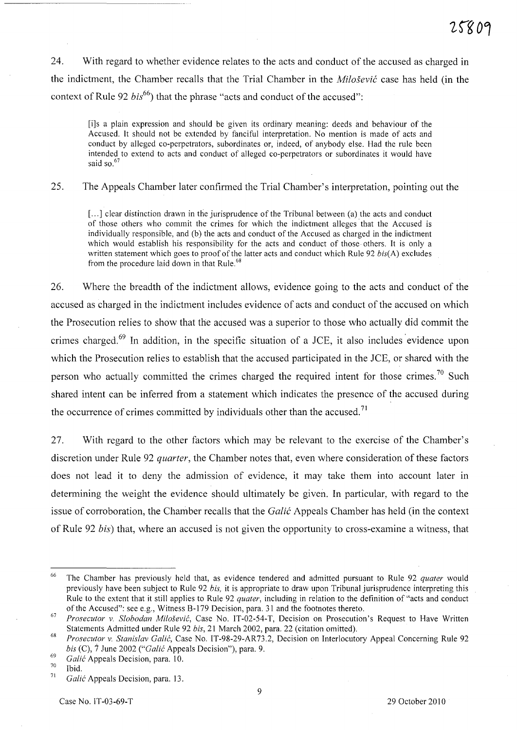24. With regard to whether evidence relates to the acts and conduct of the accused as charged in the indictment, the Chamber recalls that the Trial Chamber in the *Milošević* case has held (in the context of Rule 92 *bis*[66]) that the phrase "acts and conduct of the accused":

> [i]s a plain expression and should be given its ordinary meaning: deeds and behaviour of the Accused. It should not be extended by fanciful interpretation. No mention is made of acts and conduct by alleged co-perpetrators, subordinates or, indeed, of anybody else. Had the rule been intended to extend to acts and conduct of alleged co-perpetrators or subordinates it would have said so.[67]

25. The Appeals Chamber later confirmed the Trial Chamber's interpretation, pointing out the

> [...] clear distinction drawn in the jurisprudence of the Tribunal between (a) the acts and conduct of those others who commit the crimes for which the indictment alleges that the Accused is individually responsible, and (b) the acts and conduct of the Accused as charged in the indictment which would establish his responsibility for the acts and conduct of those others. It is only a written statement which goes to proof of the latter acts and conduct which Rule 92 *bis*(A) excludes from the procedure laid down in that Rule.[68]

26. Where the breadth of the indictment allows, evidence going to the acts and conduct of the accused as charged in the indictment includes evidence of acts and conduct of the accused on which the Prosecution relies to show that the accused was a superior to those who actually did commit the crimes charged.[69] In addition, in the specific situation of a JCE, it also includes evidence upon which the Prosecution relies to establish that the accused participated in the JCE, or shared with the person who actually committed the crimes charged the required intent for those crimes.[70] Such shared intent can be inferred from a statement which indicates the presence of the accused during the occurrence of crimes committed by individuals other than the accused.[71]

27. With regard to the other factors which may be relevant to the exercise of the Chamber's discretion under Rule 92 *quarter*, the Chamber notes that, even where consideration of these factors does not lead it to deny the admission of evidence, it may take them into account later in determining the weight the evidence should ultimately be given. In particular, with regard to the issue of corroboration, the Chamber recalls that the *Galić* Appeals Chamber has held (in the context of Rule 92 *bis*) that, where an accused is not given the opportunity to cross-examine a witness, that

---

[66] The Chamber has previously held that, as evidence tendered and admitted pursuant to Rule 92 *quater* would previously have been subject to Rule 92 *bis*, it is appropriate to draw upon Tribunal jurisprudence interpreting this Rule to the extent that it still applies to Rule 92 *quater*, including in relation to the definition of "acts and conduct of the Accused": see e.g., Witness B-179 Decision, para. 31 and the footnotes thereto.

[67] *Prosecutor v. Slobodan Milošević*, Case No. IT-02-54-T, Decision on Prosecution's Request to Have Written Statements Admitted under Rule 92 *bis*, 21 March 2002, para. 22 (citation omitted).

[68] *Prosecutor v. Stanislav Galić*, Case No. IT-98-29-AR73.2, Decision on Interlocutory Appeal Concerning Rule 92 *bis* (C), 7 June 2002 ("*Galić* Appeals Decision"), para. 9.

[69] *Galić* Appeals Decision, para. 10.

[70] Ibid.

[71] *Galić* Appeals Decision, para. 13.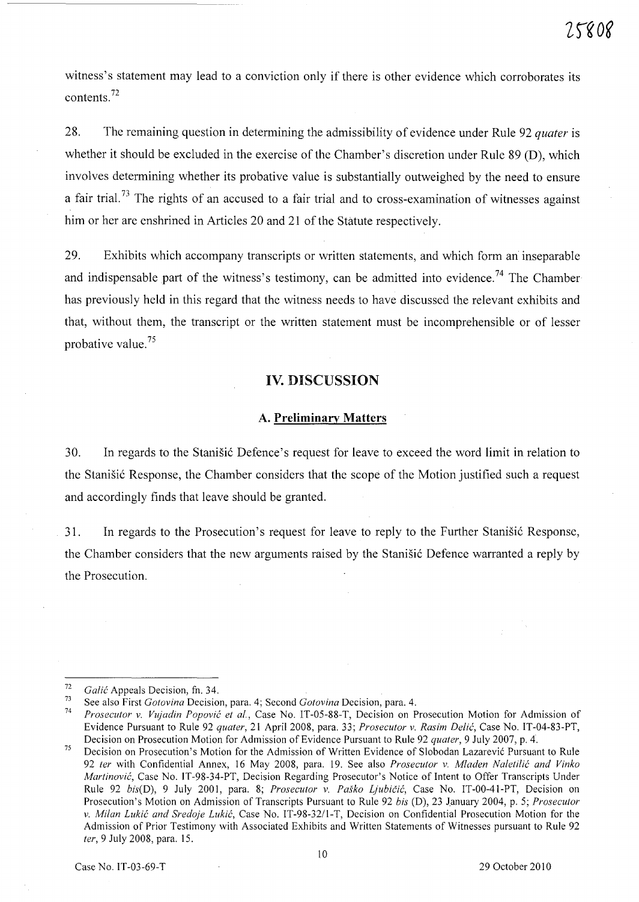witness's statement may lead to a conviction only if there is other evidence which corroborates its contents.[72]

28. The remaining question in determining the admissibility of evidence under Rule 92 *quater* is whether it should be excluded in the exercise of the Chamber's discretion under Rule 89 (D), which involves determining whether its probative value is substantially outweighed by the need to ensure a fair trial.[73] The rights of an accused to a fair trial and to cross-examination of witnesses against him or her are enshrined in Articles 20 and 21 of the Statute respectively.

29. Exhibits which accompany transcripts or written statements, and which form an inseparable and indispensable part of the witness's testimony, can be admitted into evidence.[74] The Chamber has previously held in this regard that the witness needs to have discussed the relevant exhibits and that, without them, the transcript or the written statement must be incomprehensible or of lesser probative value.[75]

## IV. DISCUSSION

### A. Preliminary Matters

30. In regards to the Stanišić Defence's request for leave to exceed the word limit in relation to the Stanišić Response, the Chamber considers that the scope of the Motion justified such a request and accordingly finds that leave should be granted.

31. In regards to the Prosecution's request for leave to reply to the Further Stanišić Response, the Chamber considers that the new arguments raised by the Stanišić Defence warranted a reply by the Prosecution.

---

[72] *Galić* Appeals Decision, fn. 34.

[73] See also First *Gotovina* Decision, para. 4; Second *Gotovina* Decision, para. 4.

[74] *Prosecutor v. Vujadin Popović et al.*, Case No. IT-05-88-T, Decision on Prosecution Motion for Admission of Evidence Pursuant to Rule 92 *quater*, 21 April 2008, para. 33; *Prosecutor v. Rasim Delić*, Case No. IT-04-83-PT, Decision on Prosecution Motion for Admission of Evidence Pursuant to Rule 92 *quater*, 9 July 2007, p. 4.

[75] Decision on Prosecution's Motion for the Admission of Written Evidence of Slobodan Lazarević Pursuant to Rule 92 *ter* with Confidential Annex, 16 May 2008, para. 19. See also *Prosecutor v. Mladen Naletilić and Vinko Martinović*, Case No. IT-98-34-PT, Decision Regarding Prosecutor's Notice of Intent to Offer Transcripts Under Rule 92 *bis*(D), 9 July 2001, para. 8; *Prosecutor v. Paško Ljubičić*, Case No. IT-00-41-PT, Decision on Prosecution's Motion on Admission of Transcripts Pursuant to Rule 92 *bis* (D), 23 January 2004, p. 5; *Prosecutor v. Milan Lukić and Sredoje Lukić*, Case No. IT-98-32/1-T, Decision on Confidential Prosecution Motion for the Admission of Prior Testimony with Associated Exhibits and Written Statements of Witnesses pursuant to Rule 92 *ter*, 9 July 2008, para. 15.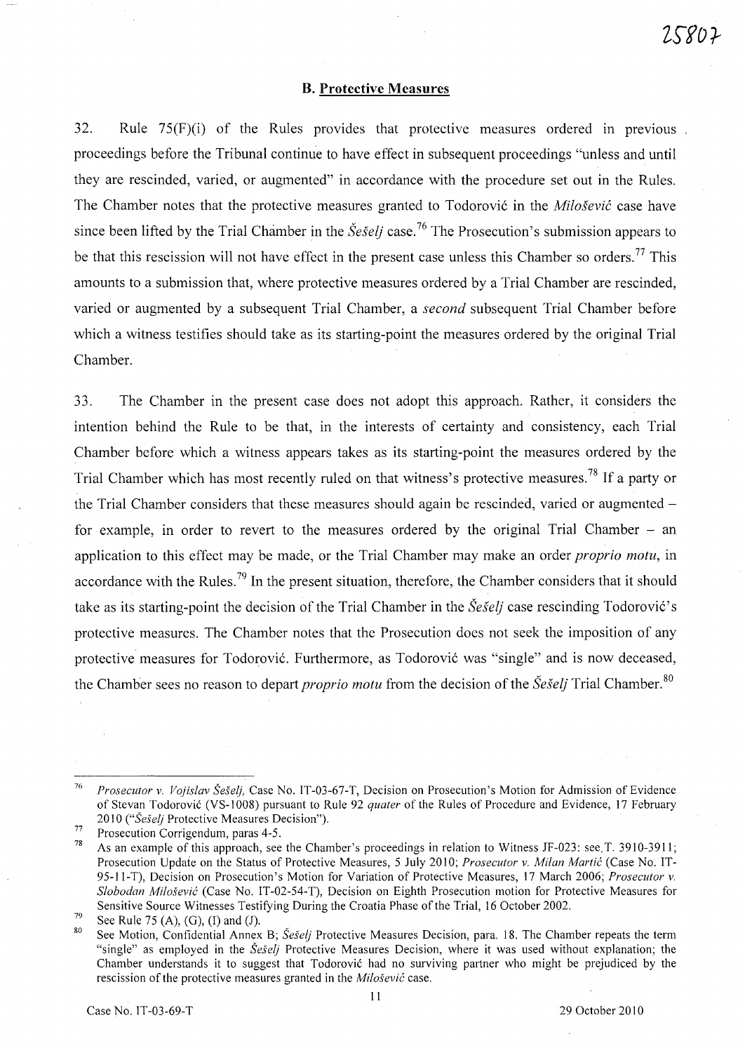### B. Protective Measures

32. Rule 75(F)(i) of the Rules provides that protective measures ordered in previous proceedings before the Tribunal continue to have effect in subsequent proceedings "unless and until they are rescinded, varied, or augmented" in accordance with the procedure set out in the Rules. The Chamber notes that the protective measures granted to Todorović in the *Milošević* case have since been lifted by the Trial Chamber in the *Šešelj* case.[76] The Prosecution's submission appears to be that this rescission will not have effect in the present case unless this Chamber so orders.[77] This amounts to a submission that, where protective measures ordered by a Trial Chamber are rescinded, varied or augmented by a subsequent Trial Chamber, a *second* subsequent Trial Chamber before which a witness testifies should take as its starting-point the measures ordered by the original Trial Chamber.

33. The Chamber in the present case does not adopt this approach. Rather, it considers the intention behind the Rule to be that, in the interests of certainty and consistency, each Trial Chamber before which a witness appears takes as its starting-point the measures ordered by the Trial Chamber which has most recently ruled on that witness's protective measures.[78] If a party or the Trial Chamber considers that these measures should again be rescinded, varied or augmented – for example, in order to revert to the measures ordered by the original Trial Chamber – an application to this effect may be made, or the Trial Chamber may make an order *proprio motu*, in accordance with the Rules.[79] In the present situation, therefore, the Chamber considers that it should take as its starting-point the decision of the Trial Chamber in the *Šešelj* case rescinding Todorović's protective measures. The Chamber notes that the Prosecution does not seek the imposition of any protective measures for Todorović. Furthermore, as Todorović was "single" and is now deceased, the Chamber sees no reason to depart *proprio motu* from the decision of the *Šešelj* Trial Chamber.[80]

---

[76] *Prosecutor v. Vojislav Šešelj*, Case No. IT-03-67-T, Decision on Prosecution's Motion for Admission of Evidence of Stevan Todorović (VS-1008) pursuant to Rule 92 *quater* of the Rules of Procedure and Evidence, 17 February 2010 ("*Šešelj* Protective Measures Decision").

[77] Prosecution Corrigendum, paras 4-5.

[78] As an example of this approach, see the Chamber's proceedings in relation to Witness JF-023: see T. 3910-3911; Prosecution Update on the Status of Protective Measures, 5 July 2010; *Prosecutor v. Milan Martić* (Case No. IT-95-11-T), Decision on Prosecution's Motion for Variation of Protective Measures, 17 March 2006; *Prosecutor v. Slobodan Milošević* (Case No. IT-02-54-T), Decision on Eighth Prosecution motion for Protective Measures for Sensitive Source Witnesses Testifying During the Croatia Phase of the Trial, 16 October 2002.

[79] See Rule 75 (A), (G), (I) and (J).

[80] See Motion, Confidential Annex B; *Šešelj* Protective Measures Decision, para. 18. The Chamber repeats the term "single" as employed in the *Šešelj* Protective Measures Decision, where it was used without explanation; the Chamber understands it to suggest that Todorović had no surviving partner who might be prejudiced by the rescission of the protective measures granted in the *Milošević* case.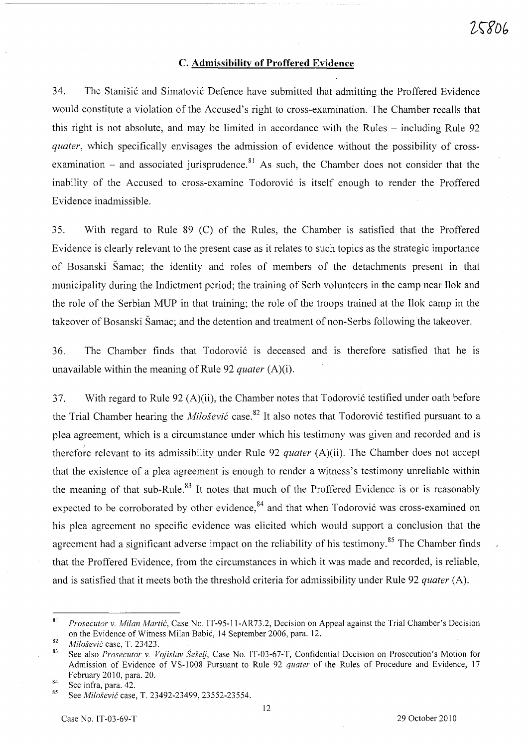### C. Admissibility of Proffered Evidence

34. The Stanišić and Simatović Defence have submitted that admitting the Proffered Evidence would constitute a violation of the Accused's right to cross-examination. The Chamber recalls that this right is not absolute, and may be limited in accordance with the Rules – including Rule 92 *quater*, which specifically envisages the admission of evidence without the possibility of cross-examination – and associated jurisprudence.[81] As such, the Chamber does not consider that the inability of the Accused to cross-examine Todorović is itself enough to render the Proffered Evidence inadmissible.

35. With regard to Rule 89 (C) of the Rules, the Chamber is satisfied that the Proffered Evidence is clearly relevant to the present case as it relates to such topics as the strategic importance of Bosanski Šamac; the identity and roles of members of the detachments present in that municipality during the Indictment period; the training of Serb volunteers in the camp near Ilok and the role of the Serbian MUP in that training; the role of the troops trained at the Ilok camp in the takeover of Bosanski Šamac; and the detention and treatment of non-Serbs following the takeover.

36. The Chamber finds that Todorović is deceased and is therefore satisfied that he is unavailable within the meaning of Rule 92 *quater* (A)(i).

37. With regard to Rule 92 (A)(ii), the Chamber notes that Todorović testified under oath before the Trial Chamber hearing the *Milošević* case.[82] It also notes that Todorović testified pursuant to a plea agreement, which is a circumstance under which his testimony was given and recorded and is therefore relevant to its admissibility under Rule 92 *quater* (A)(ii). The Chamber does not accept that the existence of a plea agreement is enough to render a witness's testimony unreliable within the meaning of that sub-Rule.[83] It notes that much of the Proffered Evidence is or is reasonably expected to be corroborated by other evidence,[84] and that when Todorović was cross-examined on his plea agreement no specific evidence was elicited which would support a conclusion that the agreement had a significant adverse impact on the reliability of his testimony.[85] The Chamber finds that the Proffered Evidence, from the circumstances in which it was made and recorded, is reliable, and is satisfied that it meets both the threshold criteria for admissibility under Rule 92 *quater* (A).

---

[81] *Prosecutor v. Milan Martić*, Case No. IT-95-11-AR73.2, Decision on Appeal against the Trial Chamber's Decision on the Evidence of Witness Milan Babić, 14 September 2006, para. 12.

[82] *Milošević* case, T. 23423.

[83] See also *Prosecutor v. Vojislav Šešelj*, Case No. IT-03-67-T, Confidential Decision on Prosecution's Motion for Admission of Evidence of VS-1008 Pursuant to Rule 92 *quater* of the Rules of Procedure and Evidence, 17 February 2010, para. 20.

[84] See infra, para. 42.

[85] See *Milošević* case, T. 23492-23499, 23552-23554.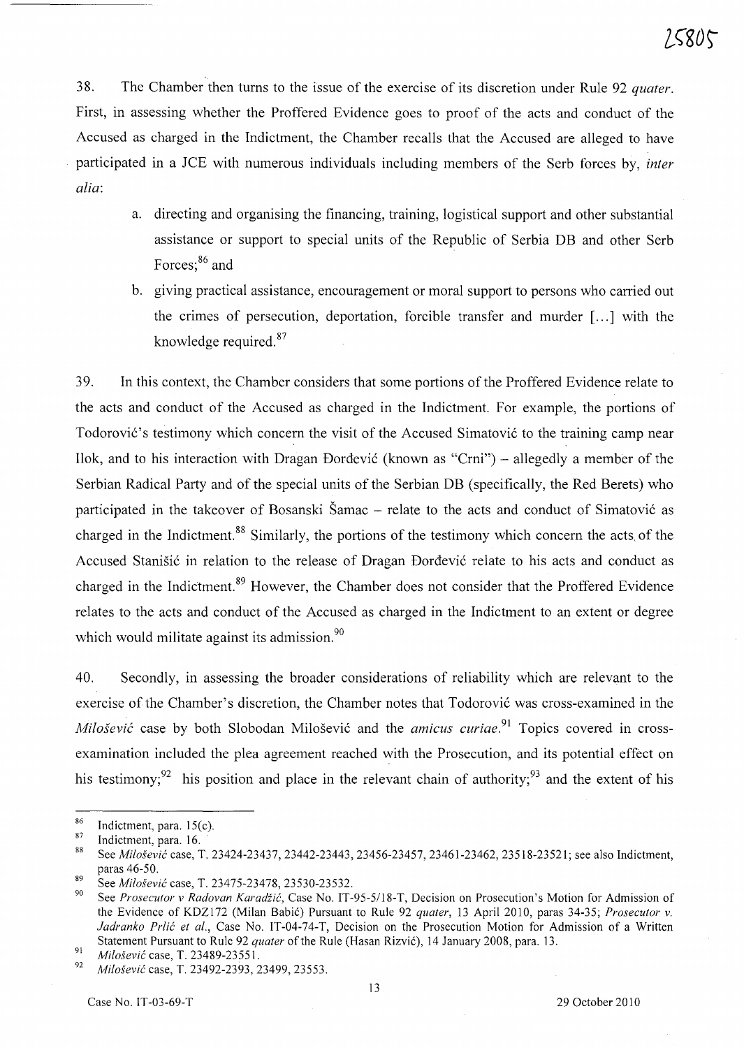38. The Chamber then turns to the issue of the exercise of its discretion under Rule 92 *quater*. First, in assessing whether the Proffered Evidence goes to proof of the acts and conduct of the Accused as charged in the Indictment, the Chamber recalls that the Accused are alleged to have participated in a JCE with numerous individuals including members of the Serb forces by, *inter alia*:

a. directing and organising the financing, training, logistical support and other substantial assistance or support to special units of the Republic of Serbia DB and other Serb Forces;[86] and

b. giving practical assistance, encouragement or moral support to persons who carried out the crimes of persecution, deportation, forcible transfer and murder [...] with the knowledge required.[87]

39. In this context, the Chamber considers that some portions of the Proffered Evidence relate to the acts and conduct of the Accused as charged in the Indictment. For example, the portions of Todorović's testimony which concern the visit of the Accused Simatović to the training camp near Ilok, and to his interaction with Dragan Đorđević (known as "Crni") – allegedly a member of the Serbian Radical Party and of the special units of the Serbian DB (specifically, the Red Berets) who participated in the takeover of Bosanski Šamac – relate to the acts and conduct of Simatović as charged in the Indictment.[88] Similarly, the portions of the testimony which concern the acts of the Accused Stanišić in relation to the release of Dragan Đorđević relate to his acts and conduct as charged in the Indictment.[89] However, the Chamber does not consider that the Proffered Evidence relates to the acts and conduct of the Accused as charged in the Indictment to an extent or degree which would militate against its admission.[90]

40. Secondly, in assessing the broader considerations of reliability which are relevant to the exercise of the Chamber's discretion, the Chamber notes that Todorović was cross-examined in the *Milošević* case by both Slobodan Milošević and the *amicus curiae*.[91] Topics covered in cross-examination included the plea agreement reached with the Prosecution, and its potential effect on his testimony;[92] his position and place in the relevant chain of authority;[93] and the extent of his

---

[86] Indictment, para. 15(c).

[87] Indictment, para. 16.

[88] See *Milošević* case, T. 23424-23437, 23442-23443, 23456-23457, 23461-23462, 23518-23521; see also Indictment, paras 46-50.

[89] See *Milošević* case, T. 23475-23478, 23530-23532.

[90] See *Prosecutor v Radovan Karadžić*, Case No. IT-95-5/18-T, Decision on Prosecution's Motion for Admission of the Evidence of KDZ172 (Milan Babić) Pursuant to Rule 92 *quater*, 13 April 2010, paras 34-35; *Prosecutor v. Jadranko Prlić et al.*, Case No. IT-04-74-T, Decision on the Prosecution Motion for Admission of a Written Statement Pursuant to Rule 92 *quater* of the Rule (Hasan Rizvić), 14 January 2008, para. 13.

[91] *Milošević* case, T. 23489-23551.

[92] *Milošević* case, T. 23492-2393, 23499, 23553.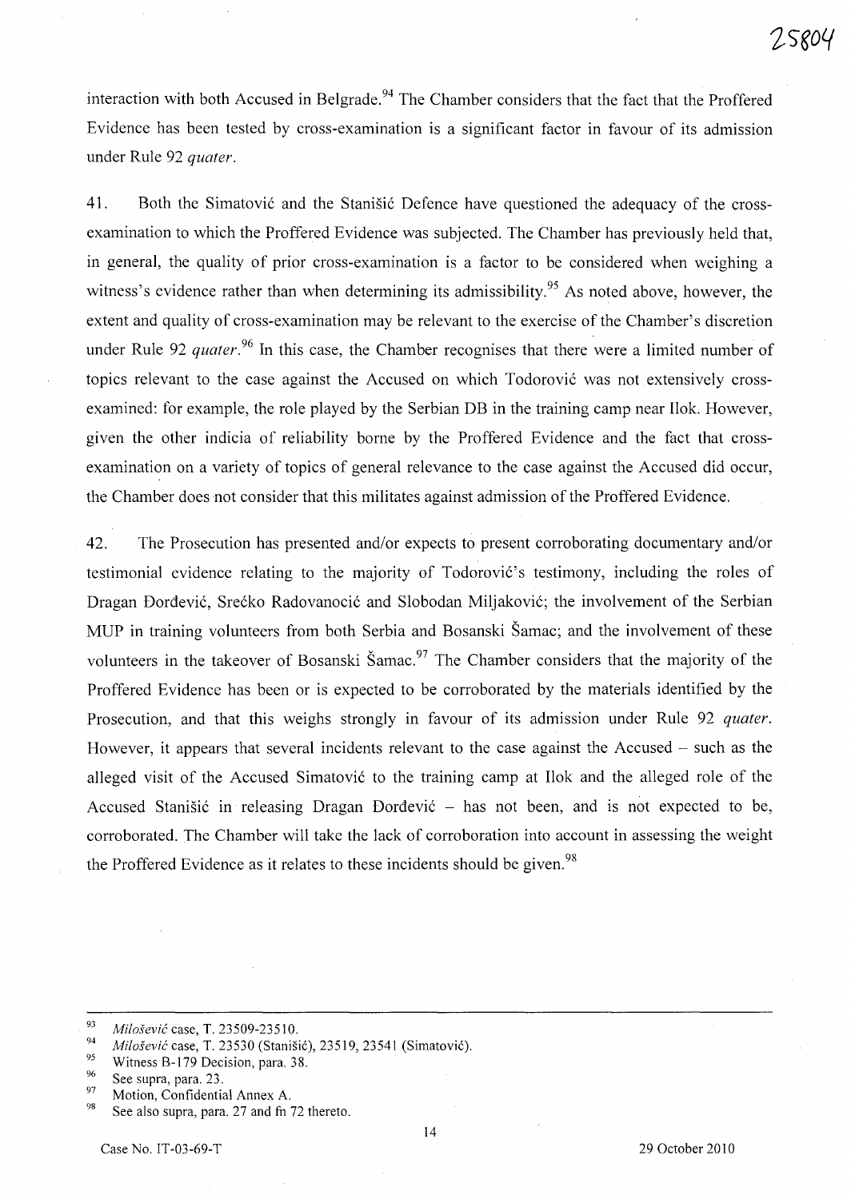interaction with both Accused in Belgrade.[94] The Chamber considers that the fact that the Proffered Evidence has been tested by cross-examination is a significant factor in favour of its admission under Rule 92 *quater*.

41. Both the Simatović and the Stanišić Defence have questioned the adequacy of the cross-examination to which the Proffered Evidence was subjected. The Chamber has previously held that, in general, the quality of prior cross-examination is a factor to be considered when weighing a witness's evidence rather than when determining its admissibility.[95] As noted above, however, the extent and quality of cross-examination may be relevant to the exercise of the Chamber's discretion under Rule 92 *quater*.[96] In this case, the Chamber recognises that there were a limited number of topics relevant to the case against the Accused on which Todorović was not extensively cross-examined: for example, the role played by the Serbian DB in the training camp near Ilok. However, given the other indicia of reliability borne by the Proffered Evidence and the fact that cross-examination on a variety of topics of general relevance to the case against the Accused did occur, the Chamber does not consider that this militates against admission of the Proffered Evidence.

42. The Prosecution has presented and/or expects to present corroborating documentary and/or testimonial evidence relating to the majority of Todorović's testimony, including the roles of Dragan Đorđević, Srećko Radovanocić and Slobodan Miljaković; the involvement of the Serbian MUP in training volunteers from both Serbia and Bosanski Šamac; and the involvement of these volunteers in the takeover of Bosanski Šamac.[97] The Chamber considers that the majority of the Proffered Evidence has been or is expected to be corroborated by the materials identified by the Prosecution, and that this weighs strongly in favour of its admission under Rule 92 *quater*. However, it appears that several incidents relevant to the case against the Accused – such as the alleged visit of the Accused Simatović to the training camp at Ilok and the alleged role of the Accused Stanišić in releasing Dragan Đorđević – has not been, and is not expected to be, corroborated. The Chamber will take the lack of corroboration into account in assessing the weight the Proffered Evidence as it relates to these incidents should be given.[98]

---

[93] *Milošević* case, T. 23509-23510.

[94] *Milošević* case, T. 23530 (Stanišić), 23519, 23541 (Simatović).

[95] Witness B-179 Decision, para. 38.

[96] See supra, para. 23.

[97] Motion, Confidential Annex A.

[98] See also supra, para. 27 and fn 72 thereto.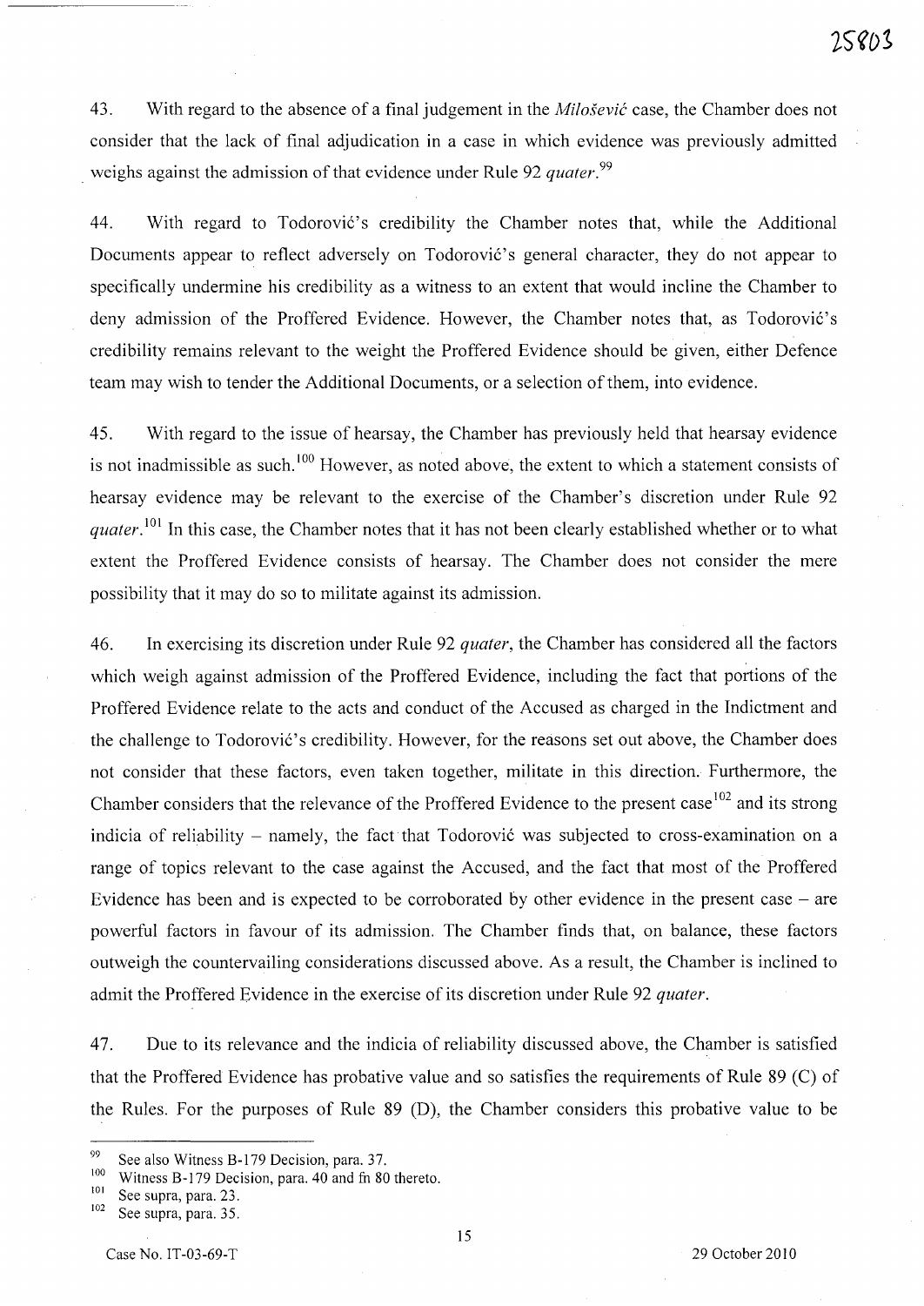43. With regard to the absence of a final judgement in the *Milošević* case, the Chamber does not consider that the lack of final adjudication in a case in which evidence was previously admitted weighs against the admission of that evidence under Rule 92 *quater*.[99]

44. With regard to Todorović's credibility the Chamber notes that, while the Additional Documents appear to reflect adversely on Todorović's general character, they do not appear to specifically undermine his credibility as a witness to an extent that would incline the Chamber to deny admission of the Proffered Evidence. However, the Chamber notes that, as Todorović's credibility remains relevant to the weight the Proffered Evidence should be given, either Defence team may wish to tender the Additional Documents, or a selection of them, into evidence.

45. With regard to the issue of hearsay, the Chamber has previously held that hearsay evidence is not inadmissible as such.[100] However, as noted above, the extent to which a statement consists of hearsay evidence may be relevant to the exercise of the Chamber's discretion under Rule 92 *quater*.[101] In this case, the Chamber notes that it has not been clearly established whether or to what extent the Proffered Evidence consists of hearsay. The Chamber does not consider the mere possibility that it may do so to militate against its admission.

46. In exercising its discretion under Rule 92 *quater*, the Chamber has considered all the factors which weigh against admission of the Proffered Evidence, including the fact that portions of the Proffered Evidence relate to the acts and conduct of the Accused as charged in the Indictment and the challenge to Todorović's credibility. However, for the reasons set out above, the Chamber does not consider that these factors, even taken together, militate in this direction. Furthermore, the Chamber considers that the relevance of the Proffered Evidence to the present case[102] and its strong indicia of reliability – namely, the fact that Todorović was subjected to cross-examination on a range of topics relevant to the case against the Accused, and the fact that most of the Proffered Evidence has been and is expected to be corroborated by other evidence in the present case – are powerful factors in favour of its admission. The Chamber finds that, on balance, these factors outweigh the countervailing considerations discussed above. As a result, the Chamber is inclined to admit the Proffered Evidence in the exercise of its discretion under Rule 92 *quater*.

47. Due to its relevance and the indicia of reliability discussed above, the Chamber is satisfied that the Proffered Evidence has probative value and so satisfies the requirements of Rule 89 (C) of the Rules. For the purposes of Rule 89 (D), the Chamber considers this probative value to be

---

[99] See also Witness B-179 Decision, para. 37.
[100] Witness B-179 Decision, para. 40 and fn 80 thereto.
[101] See supra, para. 23.
[102] See supra, para. 35.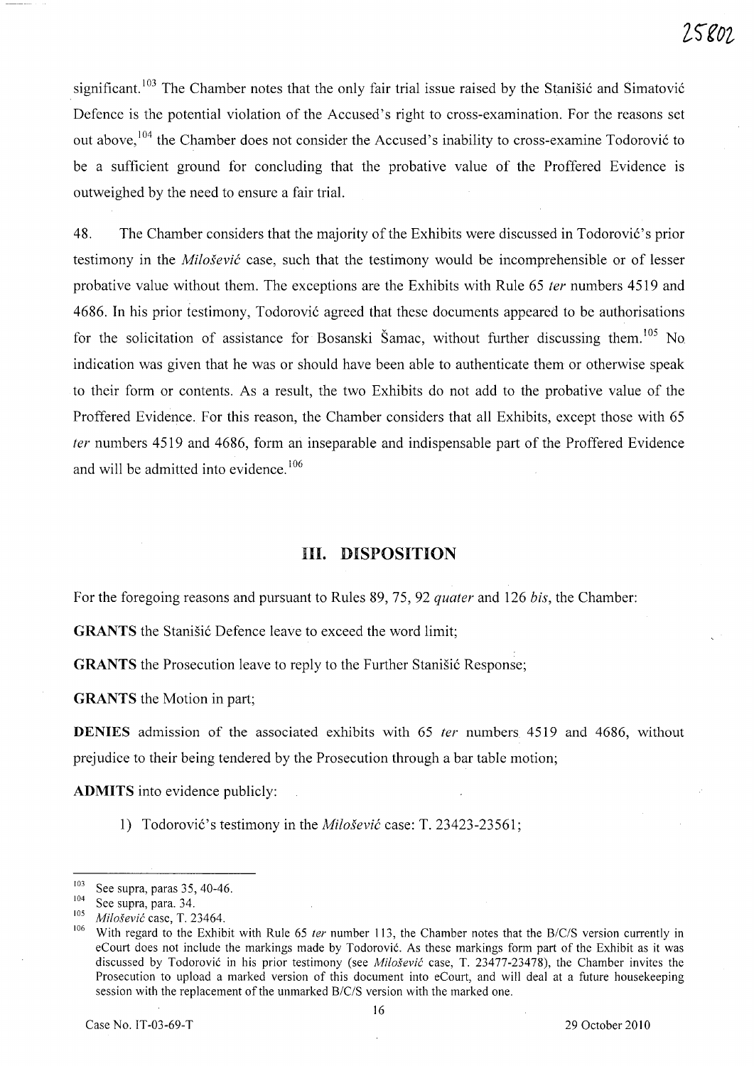significant.[103] The Chamber notes that the only fair trial issue raised by the Stanišić and Simatović Defence is the potential violation of the Accused's right to cross-examination. For the reasons set out above,[104] the Chamber does not consider the Accused's inability to cross-examine Todorović to be a sufficient ground for concluding that the probative value of the Proffered Evidence is outweighed by the need to ensure a fair trial.

48. The Chamber considers that the majority of the Exhibits were discussed in Todorović's prior testimony in the *Milošević* case, such that the testimony would be incomprehensible or of lesser probative value without them. The exceptions are the Exhibits with Rule 65 *ter* numbers 4519 and 4686. In his prior testimony, Todorović agreed that these documents appeared to be authorisations for the solicitation of assistance for Bosanski Šamac, without further discussing them.[105] No indication was given that he was or should have been able to authenticate them or otherwise speak to their form or contents. As a result, the two Exhibits do not add to the probative value of the Proffered Evidence. For this reason, the Chamber considers that all Exhibits, except those with 65 *ter* numbers 4519 and 4686, form an inseparable and indispensable part of the Proffered Evidence and will be admitted into evidence.[106]

## III. DISPOSITION

For the foregoing reasons and pursuant to Rules 89, 75, 92 *quater* and 126 *bis*, the Chamber:

**GRANTS** the Stanišić Defence leave to exceed the word limit;

**GRANTS** the Prosecution leave to reply to the Further Stanišić Response;

**GRANTS** the Motion in part;

**DENIES** admission of the associated exhibits with 65 *ter* numbers 4519 and 4686, without prejudice to their being tendered by the Prosecution through a bar table motion;

**ADMITS** into evidence publicly:

1) Todorović's testimony in the *Milošević* case: T. 23423-23561;

---

[103] See supra, paras 35, 40-46.

[104] See supra, para. 34.

[105] *Milošević* case, T. 23464.

[106] With regard to the Exhibit with Rule 65 *ter* number 113, the Chamber notes that the B/C/S version currently in eCourt does not include the markings made by Todorović. As these markings form part of the Exhibit as it was discussed by Todorović in his prior testimony (see *Milošević* case, T. 23477-23478), the Chamber invites the Prosecution to upload a marked version of this document into eCourt, and will deal at a future housekeeping session with the replacement of the unmarked B/C/S version with the marked one.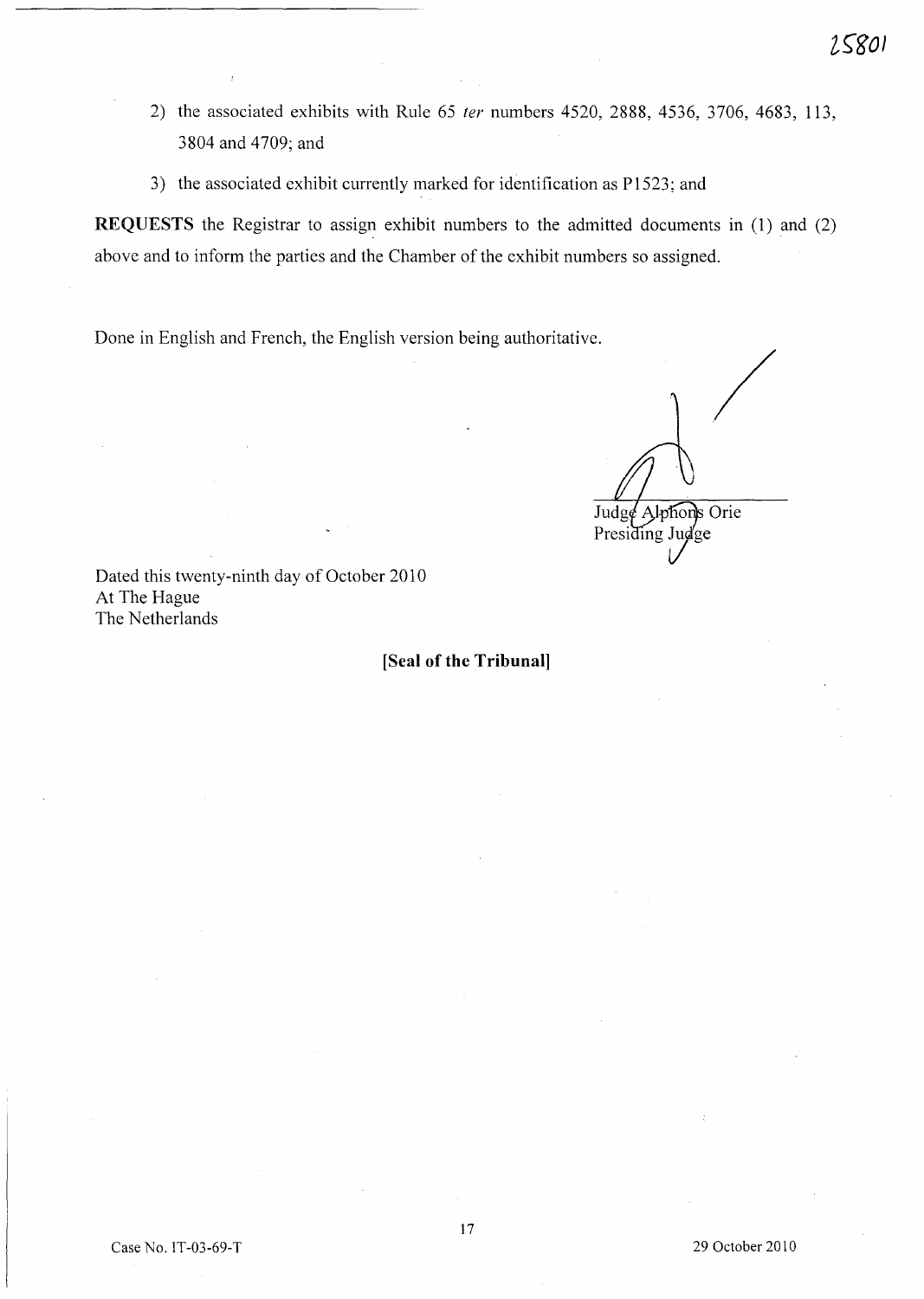2) the associated exhibits with Rule 65 *ter* numbers 4520, 2888, 4536, 3706, 4683, 113, 3804 and 4709; and

3) the associated exhibit currently marked for identification as P1523; and

**REQUESTS** the Registrar to assign exhibit numbers to the admitted documents in (1) and (2) above and to inform the parties and the Chamber of the exhibit numbers so assigned.

Done in English and French, the English version being authoritative.

Judge Alphons Orie
Presiding Judge

Dated this twenty-ninth day of October 2010
At The Hague
The Netherlands

**[Seal of the Tribunal]**